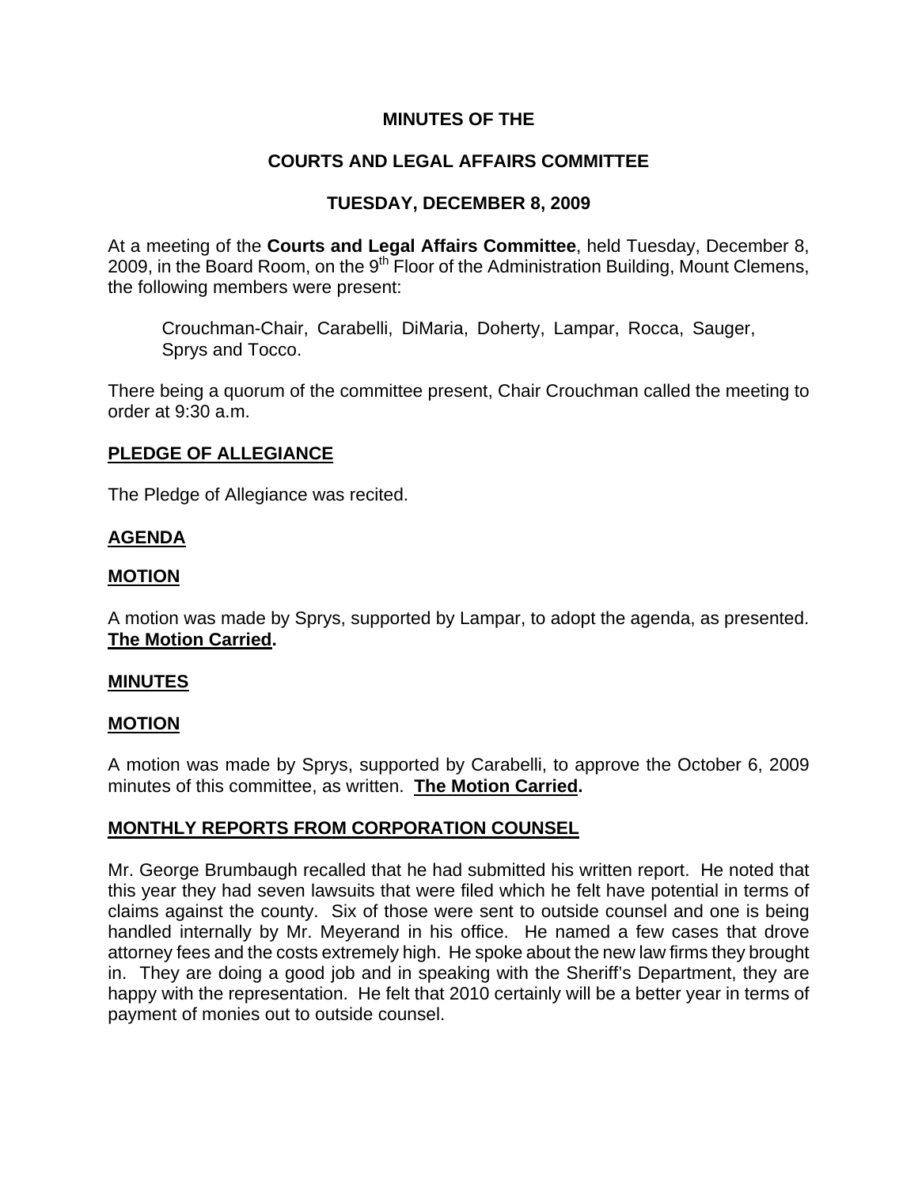# MINUTES OF THE

# COURTS AND LEGAL AFFAIRS COMMITTEE

# TUESDAY, DECEMBER 8, 2009

At a meeting of the **Courts and Legal Affairs Committee**, held Tuesday, December 8, 2009, in the Board Room, on the 9th Floor of the Administration Building, Mount Clemens, the following members were present:

> Crouchman-Chair, Carabelli, DiMaria, Doherty, Lampar, Rocca, Sauger, Sprys and Tocco.

There being a quorum of the committee present, Chair Crouchman called the meeting to order at 9:30 a.m.

## PLEDGE OF ALLEGIANCE

The Pledge of Allegiance was recited.

## AGENDA

## MOTION

A motion was made by Sprys, supported by Lampar, to adopt the agenda, as presented. **The Motion Carried.**

## MINUTES

## MOTION

A motion was made by Sprys, supported by Carabelli, to approve the October 6, 2009 minutes of this committee, as written. **The Motion Carried.**

## MONTHLY REPORTS FROM CORPORATION COUNSEL

Mr. George Brumbaugh recalled that he had submitted his written report. He noted that this year they had seven lawsuits that were filed which he felt have potential in terms of claims against the county. Six of those were sent to outside counsel and one is being handled internally by Mr. Meyerand in his office. He named a few cases that drove attorney fees and the costs extremely high. He spoke about the new law firms they brought in. They are doing a good job and in speaking with the Sheriff's Department, they are happy with the representation. He felt that 2010 certainly will be a better year in terms of payment of monies out to outside counsel.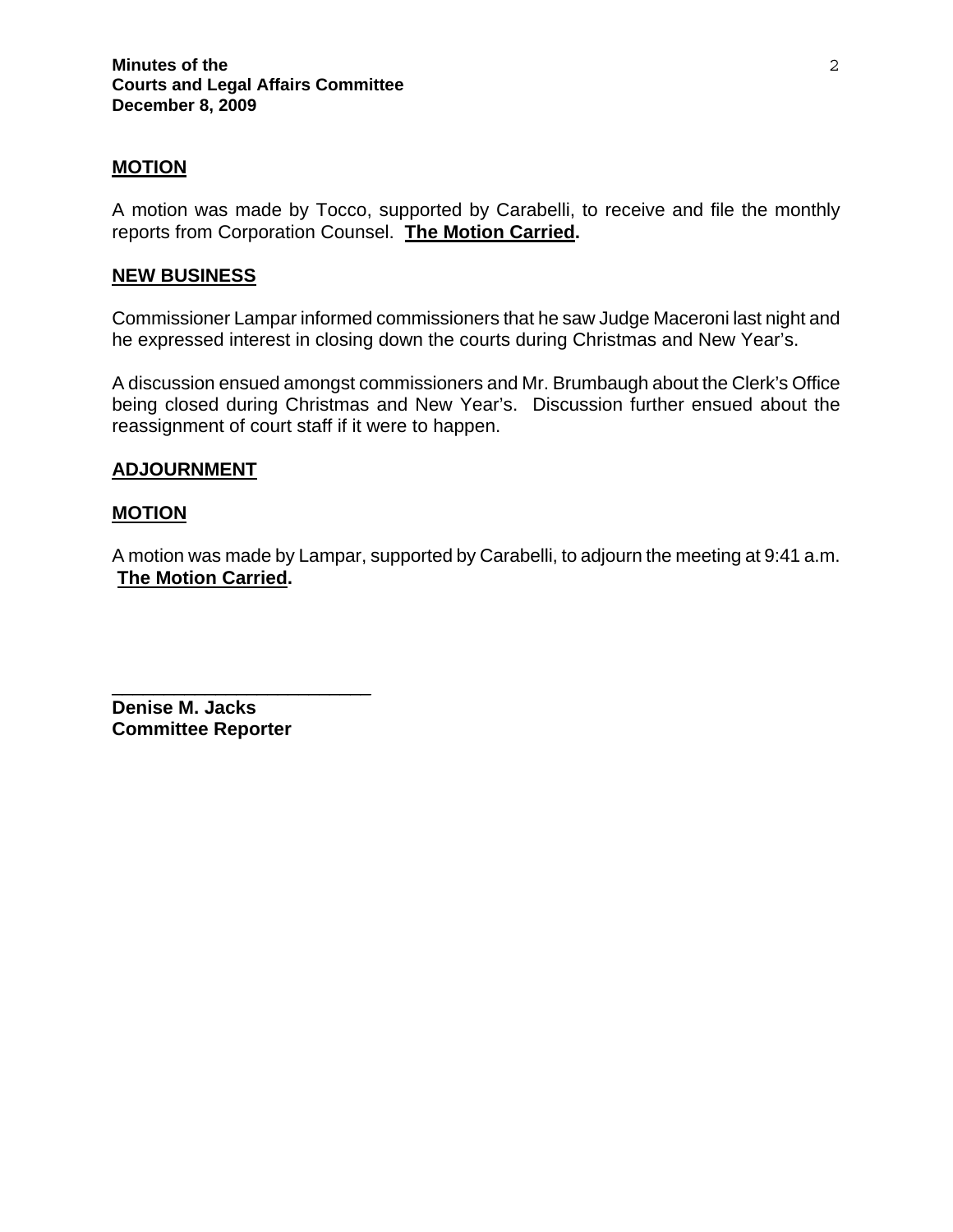**MOTION**

A motion was made by Tocco, supported by Carabelli, to receive and file the monthly reports from Corporation Counsel. **The Motion Carried.**

**NEW BUSINESS**

Commissioner Lampar informed commissioners that he saw Judge Maceroni last night and he expressed interest in closing down the courts during Christmas and New Year's.

A discussion ensued amongst commissioners and Mr. Brumbaugh about the Clerk's Office being closed during Christmas and New Year's. Discussion further ensued about the reassignment of court staff if it were to happen.

**ADJOURNMENT**

**MOTION**

A motion was made by Lampar, supported by Carabelli, to adjourn the meeting at 9:41 a.m. **The Motion Carried.**

\_\_\_\_\_\_\_\_\_\_\_\_\_\_\_\_\_\_\_\_\_\_\_\_\_\_

**Denise M. Jacks**
**Committee Reporter**